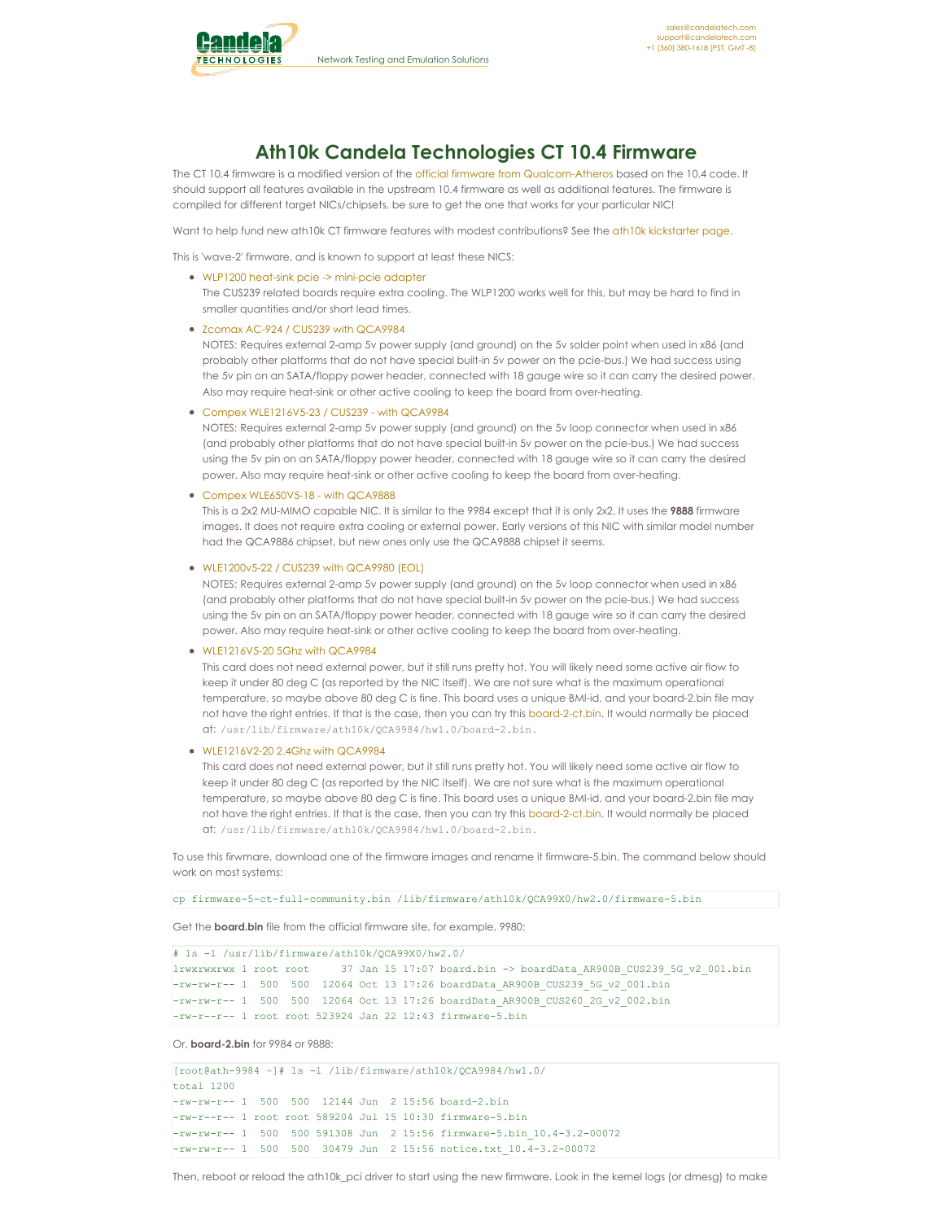# Ath10k Candela Technologies CT 10.4 Firmware

The CT 10.4 firmware is a modified version of the official firmware from Qualcom-Atheros based on the 10.4 code. It should support all features available in the upstream 10.4 firmware as well as additional features. The firmware is compiled for different target NICs/chipsets, be sure to get the one that works for your particular NIC!

Want to help fund new ath10k CT firmware features with modest contributions? See the ath10k kickstarter page.

This is 'wave-2' firmware, and is known to support at least these NICS:

- WLP1200 heat-sink pcie -> mini-pcie adapter
  The CUS239 related boards require extra cooling. The WLP1200 works well for this, but may be hard to find in smaller quantities and/or short lead times.
- Zcomax AC-924 / CUS239 with QCA9984
  NOTES: Requires external 2-amp 5v power supply (and ground) on the 5v solder point when used in x86 (and probably other platforms that do not have special built-in 5v power on the pcie-bus.) We had success using the 5v pin on an SATA/floppy power header, connected with 18 gauge wire so it can carry the desired power. Also may require heat-sink or other active cooling to keep the board from over-heating.
- Compex WLE1216V5-23 / CUS239 - with QCA9984
  NOTES: Requires external 2-amp 5v power supply (and ground) on the 5v loop connector when used in x86 (and probably other platforms that do not have special built-in 5v power on the pcie-bus.) We had success using the 5v pin on an SATA/floppy power header, connected with 18 gauge wire so it can carry the desired power. Also may require heat-sink or other active cooling to keep the board from over-heating.
- Compex WLE650V5-18 - with QCA9888
  This is a 2x2 MU-MIMO capable NIC. It is similar to the 9984 except that it is only 2x2. It uses the **9888** firmware images. It does not require extra cooling or external power. Early versions of this NIC with similar model number had the QCA9886 chipset, but new ones only use the QCA9888 chipset it seems.
- WLE1200v5-22 / CUS239 with QCA9980 (EOL)
  NOTES: Requires external 2-amp 5v power supply (and ground) on the 5v loop connector when used in x86 (and probably other platforms that do not have special built-in 5v power on the pcie-bus.) We had success using the 5v pin on an SATA/floppy power header, connected with 18 gauge wire so it can carry the desired power. Also may require heat-sink or other active cooling to keep the board from over-heating.
- WLE1216V5-20 5Ghz with QCA9984
  This card does not need external power, but it still runs pretty hot. You will likely need some active air flow to keep it under 80 deg C (as reported by the NIC itself). We are not sure what is the maximum operational temperature, so maybe above 80 deg C is fine. This board uses a unique BMI-id, and your board-2.bin file may not have the right entries. If that is the case, then you can try this board-2-ct.bin. It would normally be placed at: `/usr/lib/firmware/ath10k/QCA9984/hw1.0/board-2.bin`.
- WLE1216V2-20 2.4Ghz with QCA9984
  This card does not need external power, but it still runs pretty hot. You will likely need some active air flow to keep it under 80 deg C (as reported by the NIC itself). We are not sure what is the maximum operational temperature, so maybe above 80 deg C is fine. This board uses a unique BMI-id, and your board-2.bin file may not have the right entries. If that is the case, then you can try this board-2-ct.bin. It would normally be placed at: `/usr/lib/firmware/ath10k/QCA9984/hw1.0/board-2.bin`.

To use this firwmare, download one of the firmware images and rename it firmware-5.bin. The command below should work on most systems:

```
cp firmware-5-ct-full-community.bin /lib/firmware/ath10k/QCA99X0/hw2.0/firmware-5.bin
```

Get the **board.bin** file from the official firmware site, for example, 9980:

```
# ls -l /usr/lib/firmware/ath10k/QCA99X0/hw2.0/
lrwxrwxrwx 1 root root     37 Jan 15 17:07 board.bin -> boardData_AR900B_CUS239_5G_v2_001.bin
-rw-rw-r-- 1  500  500  12064 Oct 13 17:26 boardData_AR900B_CUS239_5G_v2_001.bin
-rw-rw-r-- 1  500  500  12064 Oct 13 17:26 boardData_AR900B_CUS260_2G_v2_002.bin
-rw-r--r-- 1 root root 523924 Jan 22 12:43 firmware-5.bin
```

Or, **board-2.bin** for 9984 or 9888:

```
[root@ath-9984 ~]# ls -l /lib/firmware/ath10k/QCA9984/hw1.0/
total 1200
-rw-rw-r-- 1  500  500  12144 Jun  2 15:56 board-2.bin
-rw-r--r-- 1 root root 589204 Jul 15 10:30 firmware-5.bin
-rw-rw-r-- 1  500  500 591308 Jun  2 15:56 firmware-5.bin_10.4-3.2-00072
-rw-rw-r-- 1  500  500  30479 Jun  2 15:56 notice.txt_10.4-3.2-00072
```

Then, reboot or reload the ath10k_pci driver to start using the new firmware. Look in the kernel logs (or dmesg) to make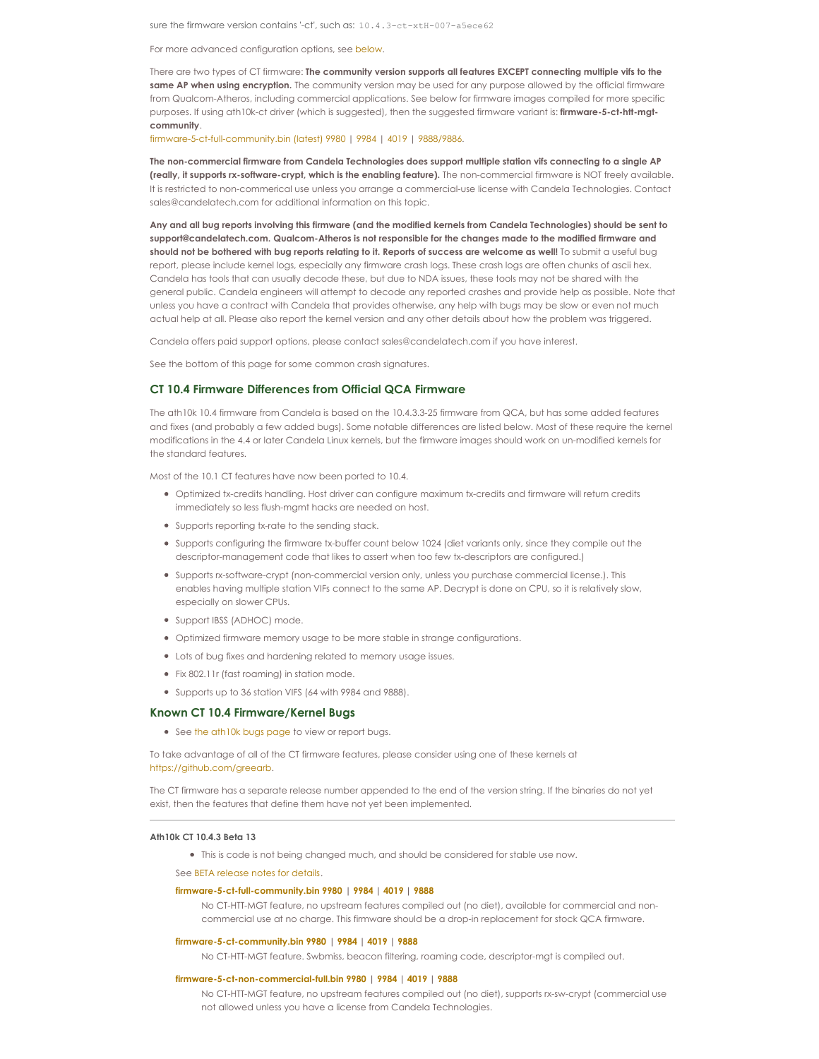sure the firmware version contains '-ct', such as: `10.4.3-ct-xtH-007-a5ece62`

For more advanced configuration options, see below.

There are two types of CT firmware: **The community version supports all features EXCEPT connecting multiple vifs to the same AP when using encryption.** The community version may be used for any purpose allowed by the official firmware from Qualcom-Atheros, including commercial applications. See below for firmware images compiled for more specific purposes. If using ath10k-ct driver (which is suggested), then the suggested firmware variant is: **firmware-5-ct-htt-mgt-community**.
firmware-5-ct-full-community.bin (latest) 9980 | 9984 | 4019 | 9888/9886.

**The non-commercial firmware from Candela Technologies does support multiple station vifs connecting to a single AP (really, it supports rx-software-crypt, which is the enabling feature).** The non-commercial firmware is NOT freely available. It is restricted to non-commerical use unless you arrange a commercial-use license with Candela Technologies. Contact sales@candelatech.com for additional information on this topic.

**Any and all bug reports involving this firmware (and the modified kernels from Candela Technologies) should be sent to support@candelatech.com. Qualcom-Atheros is not responsible for the changes made to the modified firmware and should not be bothered with bug reports relating to it. Reports of success are welcome as well!** To submit a useful bug report, please include kernel logs, especially any firmware crash logs. These crash logs are often chunks of ascii hex. Candela has tools that can usually decode these, but due to NDA issues, these tools may not be shared with the general public. Candela engineers will attempt to decode any reported crashes and provide help as possible. Note that unless you have a contract with Candela that provides otherwise, any help with bugs may be slow or even not much actual help at all. Please also report the kernel version and any other details about how the problem was triggered.

Candela offers paid support options, please contact sales@candelatech.com if you have interest.

See the bottom of this page for some common crash signatures.

## CT 10.4 Firmware Differences from Official QCA Firmware

The ath10k 10.4 firmware from Candela is based on the 10.4.3.3-25 firmware from QCA, but has some added features and fixes (and probably a few added bugs). Some notable differences are listed below. Most of these require the kernel modifications in the 4.4 or later Candela Linux kernels, but the firmware images should work on un-modified kernels for the standard features.

Most of the 10.1 CT features have now been ported to 10.4.

- Optimized tx-credits handling. Host driver can configure maximum tx-credits and firmware will return credits immediately so less flush-mgmt hacks are needed on host.
- Supports reporting tx-rate to the sending stack.
- Supports configuring the firmware tx-buffer count below 1024 (diet variants only, since they compile out the descriptor-management code that likes to assert when too few tx-descriptors are configured.)
- Supports rx-software-crypt (non-commercial version only, unless you purchase commercial license.). This enables having multiple station VIFs connect to the same AP. Decrypt is done on CPU, so it is relatively slow, especially on slower CPUs.
- Support IBSS (ADHOC) mode.
- Optimized firmware memory usage to be more stable in strange configurations.
- Lots of bug fixes and hardening related to memory usage issues.
- Fix 802.11r (fast roaming) in station mode.
- Supports up to 36 station VIFS (64 with 9984 and 9888).

## Known CT 10.4 Firmware/Kernel Bugs

- See the ath10k bugs page to view or report bugs.

To take advantage of all of the CT firmware features, please consider using one of these kernels at https://github.com/greearb.

The CT firmware has a separate release number appended to the end of the version string. If the binaries do not yet exist, then the features that define them have not yet been implemented.

---

#### Ath10k CT 10.4.3 Beta 13

- This is code is not being changed much, and should be considered for stable use now.

See BETA release notes for details.

**firmware-5-ct-full-community.bin 9980 | 9984 | 4019 | 9888**

No CT-HTT-MGT feature, no upstream features compiled out (no diet), available for commercial and non-commercial use at no charge. This firmware should be a drop-in replacement for stock QCA firmware.

**firmware-5-ct-community.bin 9980 | 9984 | 4019 | 9888**

No CT-HTT-MGT feature. Swbmiss, beacon filtering, roaming code, descriptor-mgt is compiled out.

**firmware-5-ct-non-commercial-full.bin 9980 | 9984 | 4019 | 9888**

No CT-HTT-MGT feature, no upstream features compiled out (no diet), supports rx-sw-crypt (commercial use not allowed unless you have a license from Candela Technologies.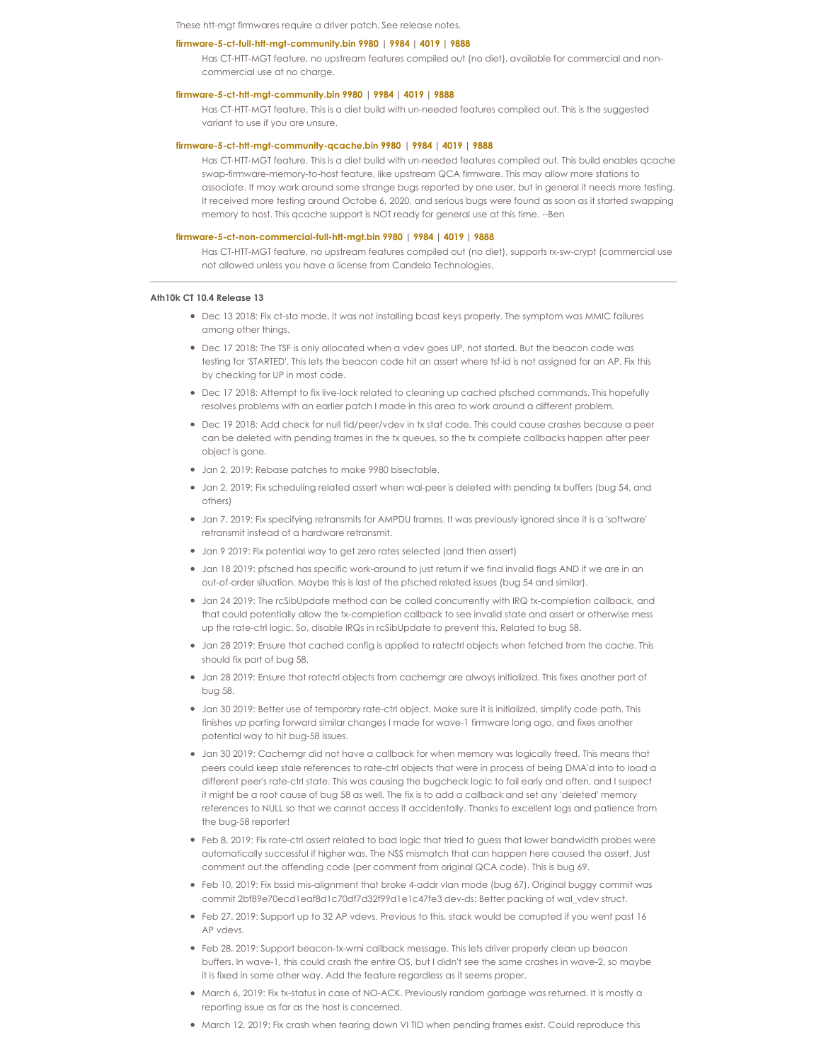These htt-mgt firmwares require a driver patch. See release notes.

**firmware-5-ct-full-htt-mgt-community.bin 9980 | 9984 | 4019 | 9888**

Has CT-HTT-MGT feature, no upstream features compiled out (no diet), available for commercial and non-commercial use at no charge.

**firmware-5-ct-htt-mgt-community.bin 9980 | 9984 | 4019 | 9888**

Has CT-HTT-MGT feature. This is a diet build with un-needed features compiled out. This is the suggested variant to use if you are unsure.

**firmware-5-ct-htt-mgt-community-qcache.bin 9980 | 9984 | 4019 | 9888**

Has CT-HTT-MGT feature. This is a diet build with un-needed features compiled out. This build enables qcache swap-firmware-memory-to-host feature, like upstream QCA firmware. This may allow more stations to associate. It may work around some strange bugs reported by one user, but in general it needs more testing. It received more testing around Octobe 6, 2020, and serious bugs were found as soon as it started swapping memory to host. This qcache support is NOT ready for general use at this time. --Ben

**firmware-5-ct-non-commercial-full-htt-mgt.bin 9980 | 9984 | 4019 | 9888**

Has CT-HTT-MGT feature, no upstream features compiled out (no diet), supports rx-sw-crypt (commercial use not allowed unless you have a license from Candela Technologies.

---

**Ath10k CT 10.4 Release 13**

- Dec 13 2018: Fix ct-sta mode, it was not installing bcast keys properly. The symptom was MMIC failures among other things.
- Dec 17 2018: The TSF is only allocated when a vdev goes UP, not started. But the beacon code was testing for 'STARTED'. This lets the beacon code hit an assert where tsf-id is not assigned for an AP. Fix this by checking for UP in most code.
- Dec 17 2018: Attempt to fix live-lock related to cleaning up cached pfsched commands. This hopefully resolves problems with an earlier patch I made in this area to work around a different problem.
- Dec 19 2018: Add check for null tid/peer/vdev in tx stat code. This could cause crashes because a peer can be deleted with pending frames in the tx queues, so the tx complete callbacks happen after peer object is gone.
- Jan 2, 2019: Rebase patches to make 9980 bisectable.
- Jan 2, 2019: Fix scheduling related assert when wal-peer is deleted with pending tx buffers (bug 54, and others)
- Jan 7, 2019: Fix specifying retransmits for AMPDU frames. It was previously ignored since it is a 'software' retransmit instead of a hardware retransmit.
- Jan 9 2019: Fix potential way to get zero rates selected (and then assert)
- Jan 18 2019: pfsched has specific work-around to just return if we find invalid flags AND if we are in an out-of-order situation. Maybe this is last of the pfsched related issues (bug 54 and similar).
- Jan 24 2019: The rcSibUpdate method can be called concurrently with IRQ tx-completion callback, and that could potentially allow the tx-completion callback to see invalid state and assert or otherwise mess up the rate-ctrl logic. So, disable IRQs in rcSibUpdate to prevent this. Related to bug 58.
- Jan 28 2019: Ensure that cached config is applied to ratectrl objects when fetched from the cache. This should fix part of bug 58.
- Jan 28 2019: Ensure that ratectrl objects from cachemgr are always initialized. This fixes another part of bug 58.
- Jan 30 2019: Better use of temporary rate-ctrl object. Make sure it is initialized, simplify code path. This finishes up porting forward similar changes I made for wave-1 firmware long ago, and fixes another potential way to hit bug-58 issues.
- Jan 30 2019: Cachemgr did not have a callback for when memory was logically freed. This means that peers could keep stale references to rate-ctrl objects that were in process of being DMA'd into to load a different peer's rate-ctrl state. This was causing the bugcheck logic to fail early and often, and I suspect it might be a root cause of bug 58 as well. The fix is to add a callback and set any 'deleted' memory references to NULL so that we cannot access it accidentally. Thanks to excellent logs and patience from the bug-58 reporter!
- Feb 8, 2019: Fix rate-ctrl assert related to bad logic that tried to guess that lower bandwidth probes were automatically successful if higher was. The NSS mismatch that can happen here caused the assert. Just comment out the offending code (per comment from original QCA code). This is bug 69.
- Feb 10, 2019: Fix bssid mis-alignment that broke 4-addr vlan mode (bug 67). Original buggy commit was commit 2bf89e70ecd1eaf8d1c70df7d32f99d1e1c47fe3 dev-ds: Better packing of wal_vdev struct.
- Feb 27. 2019: Support up to 32 AP vdevs. Previous to this, stack would be corrupted if you went past 16 AP vdevs.
- Feb 28, 2019: Support beacon-tx-wmi callback message. This lets driver properly clean up beacon buffers. In wave-1, this could crash the entire OS, but I didn't see the same crashes in wave-2, so maybe it is fixed in some other way. Add the feature regardless as it seems proper.
- March 6, 2019: Fix tx-status in case of NO-ACK. Previously random garbage was returned. It is mostly a reporting issue as far as the host is concerned.
- March 12, 2019: Fix crash when tearing down VI TID when pending frames exist. Could reproduce this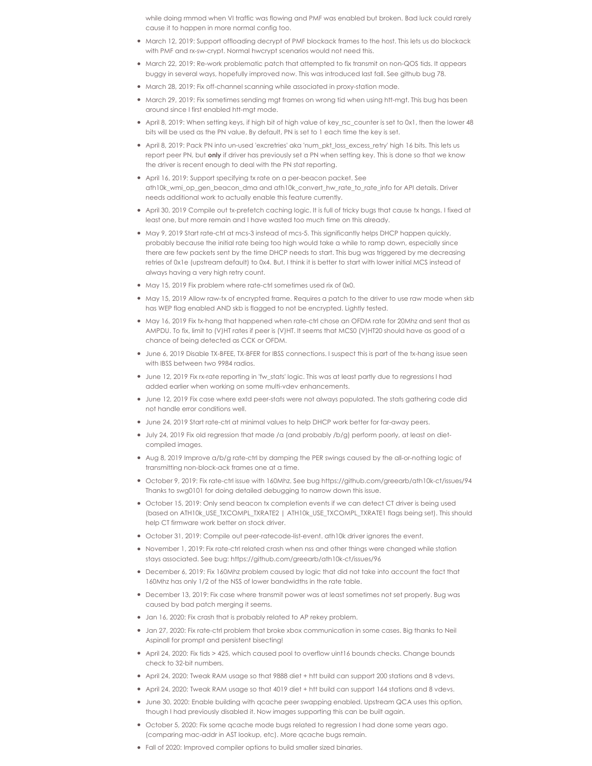while doing rmmod when VI traffic was flowing and PMF was enabled but broken. Bad luck could rarely cause it to happen in more normal config too.

- March 12, 2019: Support offloading decrypt of PMF blockack frames to the host. This lets us do blockack with PMF and rx-sw-crypt. Normal hwcrypt scenarios would not need this.
- March 22, 2019: Re-work problematic patch that attempted to fix transmit on non-QOS tids. It appears buggy in several ways, hopefully improved now. This was introduced last fall. See github bug 78.
- March 28, 2019: Fix off-channel scanning while associated in proxy-station mode.
- March 29, 2019: Fix sometimes sending mgt frames on wrong tid when using htt-mgt. This bug has been around since I first enabled htt-mgt mode.
- April 8, 2019: When setting keys, if high bit of high value of key_rsc_counter is set to 0x1, then the lower 48 bits will be used as the PN value. By default, PN is set to 1 each time the key is set.
- April 8, 2019: Pack PN into un-used 'excretries' aka 'num_pkt_loss_excess_retry' high 16 bits. This lets us report peer PN, but **only** if driver has previously set a PN when setting key. This is done so that we know the driver is recent enough to deal with the PN stat reporting.
- April 16, 2019: Support specifying tx rate on a per-beacon packet. See ath10k_wmi_op_gen_beacon_dma and ath10k_convert_hw_rate_to_rate_info for API details. Driver needs additional work to actually enable this feature currently.
- April 30, 2019 Compile out tx-prefetch caching logic. It is full of tricky bugs that cause tx hangs. I fixed at least one, but more remain and I have wasted too much time on this already.
- May 9, 2019 Start rate-ctrl at mcs-3 instead of mcs-5. This significantly helps DHCP happen quickly, probably because the initial rate being too high would take a while to ramp down, especially since there are few packets sent by the time DHCP needs to start. This bug was triggered by me decreasing retries of 0x1e (upstream default) to 0x4. But, I think it is better to start with lower initial MCS instead of always having a very high retry count.
- May 15, 2019 Fix problem where rate-ctrl sometimes used rix of 0x0.
- May 15, 2019 Allow raw-tx of encrypted frame. Requires a patch to the driver to use raw mode when skb has WEP flag enabled AND skb is flagged to not be encrypted. Lightly tested.
- May 16, 2019 Fix tx-hang that happened when rate-ctrl chose an OFDM rate for 20Mhz and sent that as AMPDU. To fix, limit to (V)HT rates if peer is (V)HT. It seems that MCS0 (V)HT20 should have as good of a chance of being detected as CCK or OFDM.
- June 6, 2019 Disable TX-BFEE, TX-BFER for IBSS connections. I suspect this is part of the tx-hang issue seen with IBSS between two 9984 radios.
- June 12, 2019 Fix rx-rate reporting in 'fw_stats' logic. This was at least partly due to regressions I had added earlier when working on some multi-vdev enhancements.
- June 12, 2019 Fix case where extd peer-stats were not always populated. The stats gathering code did not handle error conditions well.
- June 24, 2019 Start rate-ctrl at minimal values to help DHCP work better for far-away peers.
- July 24, 2019 Fix old regression that made /a (and probably /b/g) perform poorly, at least on diet-compiled images.
- Aug 8, 2019 Improve a/b/g rate-ctrl by damping the PER swings caused by the all-or-nothing logic of transmitting non-block-ack frames one at a time.
- October 9, 2019: Fix rate-ctrl issue with 160Mhz. See bug https://github.com/greearb/ath10k-ct/issues/94 Thanks to swg0101 for doing detailed debugging to narrow down this issue.
- October 15, 2019: Only send beacon tx completion events if we can detect CT driver is being used (based on ATH10k_USE_TXCOMPL_TXRATE2 | ATH10k_USE_TXCOMPL_TXRATE1 flags being set). This should help CT firmware work better on stock driver.
- October 31, 2019: Compile out peer-ratecode-list-event. ath10k driver ignores the event.
- November 1, 2019: Fix rate-ctrl related crash when nss and other things were changed while station stays associated. See bug: https://github.com/greearb/ath10k-ct/issues/96
- December 6, 2019: Fix 160Mhz problem caused by logic that did not take into account the fact that 160Mhz has only 1/2 of the NSS of lower bandwidths in the rate table.
- December 13, 2019: Fix case where transmit power was at least sometimes not set properly. Bug was caused by bad patch merging it seems.
- Jan 16, 2020: Fix crash that is probably related to AP rekey problem.
- Jan 27, 2020: Fix rate-ctrl problem that broke xbox communication in some cases. Big thanks to Neil Aspinall for prompt and persistent bisecting!
- April 24, 2020: Fix tids > 425, which caused pool to overflow uint16 bounds checks. Change bounds check to 32-bit numbers.
- April 24, 2020: Tweak RAM usage so that 9888 diet + htt build can support 200 stations and 8 vdevs.
- April 24, 2020: Tweak RAM usage so that 4019 diet + htt build can support 164 stations and 8 vdevs.
- June 30, 2020: Enable building with qcache peer swapping enabled. Upstream QCA uses this option, though I had previously disabled it. Now images supporting this can be built again.
- October 5, 2020: Fix some qcache mode bugs related to regression I had done some years ago. (comparing mac-addr in AST lookup, etc). More qcache bugs remain.
- Fall of 2020: Improved compiler options to build smaller sized binaries.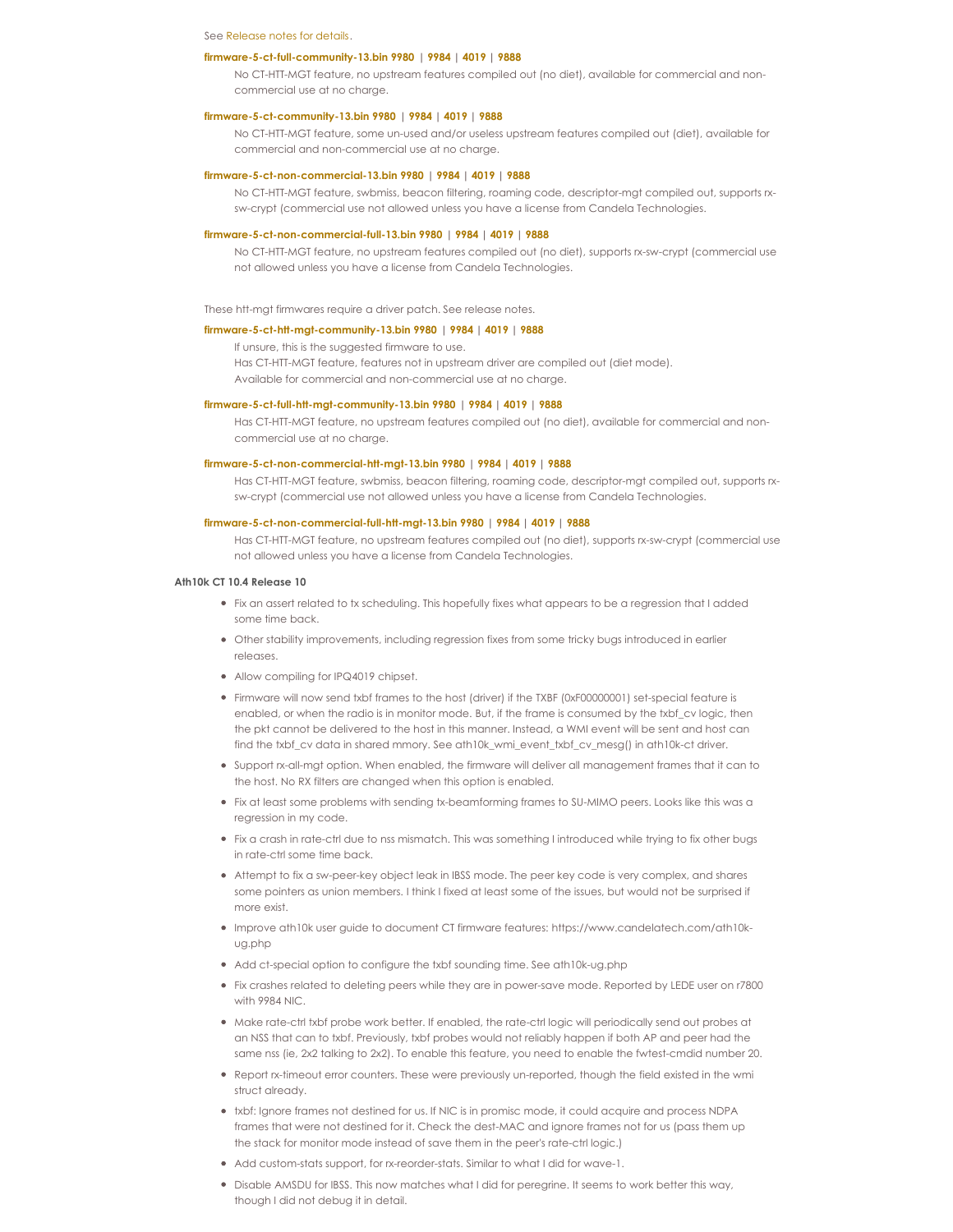See Release notes for details.

**firmware-5-ct-full-community-13.bin 9980 | 9984 | 4019 | 9888**

No CT-HTT-MGT feature, no upstream features compiled out (no diet), available for commercial and non-commercial use at no charge.

**firmware-5-ct-community-13.bin 9980 | 9984 | 4019 | 9888**

No CT-HTT-MGT feature, some un-used and/or useless upstream features compiled out (diet), available for commercial and non-commercial use at no charge.

**firmware-5-ct-non-commercial-13.bin 9980 | 9984 | 4019 | 9888**

No CT-HTT-MGT feature, swbmiss, beacon filtering, roaming code, descriptor-mgt compiled out, supports rx-sw-crypt (commercial use not allowed unless you have a license from Candela Technologies.

**firmware-5-ct-non-commercial-full-13.bin 9980 | 9984 | 4019 | 9888**

No CT-HTT-MGT feature, no upstream features compiled out (no diet), supports rx-sw-crypt (commercial use not allowed unless you have a license from Candela Technologies.

These htt-mgt firmwares require a driver patch. See release notes.

**firmware-5-ct-htt-mgt-community-13.bin 9980 | 9984 | 4019 | 9888**

If unsure, this is the suggested firmware to use.
Has CT-HTT-MGT feature, features not in upstream driver are compiled out (diet mode).
Available for commercial and non-commercial use at no charge.

**firmware-5-ct-full-htt-mgt-community-13.bin 9980 | 9984 | 4019 | 9888**

Has CT-HTT-MGT feature, no upstream features compiled out (no diet), available for commercial and non-commercial use at no charge.

**firmware-5-ct-non-commercial-htt-mgt-13.bin 9980 | 9984 | 4019 | 9888**

Has CT-HTT-MGT feature, swbmiss, beacon filtering, roaming code, descriptor-mgt compiled out, supports rx-sw-crypt (commercial use not allowed unless you have a license from Candela Technologies.

**firmware-5-ct-non-commercial-full-htt-mgt-13.bin 9980 | 9984 | 4019 | 9888**

Has CT-HTT-MGT feature, no upstream features compiled out (no diet), supports rx-sw-crypt (commercial use not allowed unless you have a license from Candela Technologies.

**Ath10k CT 10.4 Release 10**

- Fix an assert related to tx scheduling. This hopefully fixes what appears to be a regression that I added some time back.
- Other stability improvements, including regression fixes from some tricky bugs introduced in earlier releases.
- Allow compiling for IPQ4019 chipset.
- Firmware will now send txbf frames to the host (driver) if the TXBF (0xF00000001) set-special feature is enabled, or when the radio is in monitor mode. But, if the frame is consumed by the txbf_cv logic, then the pkt cannot be delivered to the host in this manner. Instead, a WMI event will be sent and host can find the txbf_cv data in shared mmory. See ath10k_wmi_event_txbf_cv_mesg() in ath10k-ct driver.
- Support rx-all-mgt option. When enabled, the firmware will deliver all management frames that it can to the host. No RX filters are changed when this option is enabled.
- Fix at least some problems with sending tx-beamforming frames to SU-MIMO peers. Looks like this was a regression in my code.
- Fix a crash in rate-ctrl due to nss mismatch. This was something I introduced while trying to fix other bugs in rate-ctrl some time back.
- Attempt to fix a sw-peer-key object leak in IBSS mode. The peer key code is very complex, and shares some pointers as union members. I think I fixed at least some of the issues, but would not be surprised if more exist.
- Improve ath10k user guide to document CT firmware features: https://www.candelatech.com/ath10k-ug.php
- Add ct-special option to configure the txbf sounding time. See ath10k-ug.php
- Fix crashes related to deleting peers while they are in power-save mode. Reported by LEDE user on r7800 with 9984 NIC.
- Make rate-ctrl txbf probe work better. If enabled, the rate-ctrl logic will periodically send out probes at an NSS that can to txbf. Previously, txbf probes would not reliably happen if both AP and peer had the same nss (ie, 2x2 talking to 2x2). To enable this feature, you need to enable the fwtest-cmdid number 20.
- Report rx-timeout error counters. These were previously un-reported, though the field existed in the wmi struct already.
- txbf: Ignore frames not destined for us. If NIC is in promisc mode, it could acquire and process NDPA frames that were not destined for it. Check the dest-MAC and ignore frames not for us (pass them up the stack for monitor mode instead of save them in the peer's rate-ctrl logic.)
- Add custom-stats support, for rx-reorder-stats. Similar to what I did for wave-1.
- Disable AMSDU for IBSS. This now matches what I did for peregrine. It seems to work better this way, though I did not debug it in detail.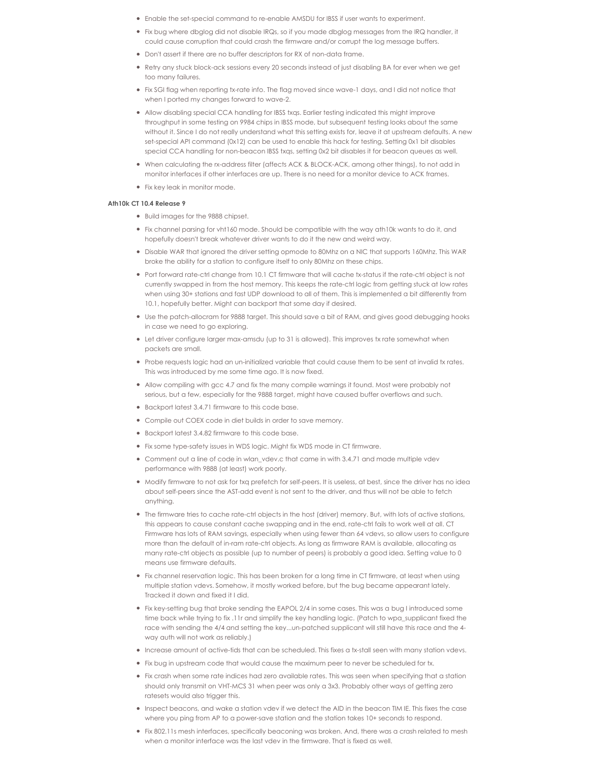- Enable the set-special command to re-enable AMSDU for IBSS if user wants to experiment.
- Fix bug where dbglog did not disable IRQs, so if you made dbglog messages from the IRQ handler, it could cause corruption that could crash the firmware and/or corrupt the log message buffers.
- Don't assert if there are no buffer descriptors for RX of non-data frame.
- Retry any stuck block-ack sessions every 20 seconds instead of just disabling BA for ever when we get too many failures.
- Fix SGI flag when reporting tx-rate info. The flag moved since wave-1 days, and I did not notice that when I ported my changes forward to wave-2.
- Allow disabling special CCA handling for IBSS txqs. Earlier testing indicated this might improve throughput in some testing on 9984 chips in IBSS mode, but subsequent testing looks about the same without it. Since I do not really understand what this setting exists for, leave it at upstream defaults. A new set-special API command (0x12) can be used to enable this hack for testing. Setting 0x1 bit disables special CCA handling for non-beacon IBSS txqs, setting 0x2 bit disables it for beacon queues as well.
- When calculating the rx-address filter (affects ACK & BLOCK-ACK, among other things), to not add in monitor interfaces if other interfaces are up. There is no need for a monitor device to ACK frames.
- Fix key leak in monitor mode.

**Ath10k CT 10.4 Release 9**

- Build images for the 9888 chipset.
- Fix channel parsing for vht160 mode. Should be compatible with the way ath10k wants to do it, and hopefully doesn't break whatever driver wants to do it the new and weird way.
- Disable WAR that ignored the driver setting opmode to 80Mhz on a NIC that supports 160Mhz. This WAR broke the ability for a station to configure itself to only 80Mhz on these chips.
- Port forward rate-ctrl change from 10.1 CT firmware that will cache tx-status if the rate-ctrl object is not currently swapped in from the host memory. This keeps the rate-ctrl logic from getting stuck at low rates when using 30+ stations and fast UDP download to all of them. This is implemented a bit differently from 10.1, hopefully better. Might can backport that some day if desired.
- Use the patch-allocram for 9888 target. This should save a bit of RAM, and gives good debugging hooks in case we need to go exploring.
- Let driver configure larger max-amsdu (up to 31 is allowed). This improves tx rate somewhat when packets are small.
- Probe requests logic had an un-initialized variable that could cause them to be sent at invalid tx rates. This was introduced by me some time ago. It is now fixed.
- Allow compiling with gcc 4.7 and fix the many compile warnings it found. Most were probably not serious, but a few, especially for the 9888 target, might have caused buffer overflows and such.
- Backport latest 3.4.71 firmware to this code base.
- Compile out COEX code in diet builds in order to save memory.
- Backport latest 3.4.82 firmware to this code base.
- Fix some type-safety issues in WDS logic. Might fix WDS mode in CT firmware.
- Comment out a line of code in wlan_vdev.c that came in with 3.4.71 and made multiple vdev performance with 9888 (at least) work poorly.
- Modify firmware to not ask for txq prefetch for self-peers. It is useless, at best, since the driver has no idea about self-peers since the AST-add event is not sent to the driver, and thus will not be able to fetch anything.
- The firmware tries to cache rate-ctrl objects in the host (driver) memory. But, with lots of active stations, this appears to cause constant cache swapping and in the end, rate-ctrl fails to work well at all. CT Firmware has lots of RAM savings, especially when using fewer than 64 vdevs, so allow users to configure more than the default of in-ram rate-ctrl objects. As long as firmware RAM is available, allocating as many rate-ctrl objects as possible (up to number of peers) is probably a good idea. Setting value to 0 means use firmware defaults.
- Fix channel reservation logic. This has been broken for a long time in CT firmware, at least when using multiple station vdevs. Somehow, it mostly worked before, but the bug became appearant lately. Tracked it down and fixed it I did.
- Fix key-setting bug that broke sending the EAPOL 2/4 in some cases. This was a bug I introduced some time back while trying to fix .11r and simplify the key handling logic. (Patch to wpa_supplicant fixed the race with sending the 4/4 and setting the key...un-patched supplicant will still have this race and the 4-way auth will not work as reliably.)
- Increase amount of active-tids that can be scheduled. This fixes a tx-stall seen with many station vdevs.
- Fix bug in upstream code that would cause the maximum peer to never be scheduled for tx.
- Fix crash when some rate indices had zero available rates. This was seen when specifying that a station should only transmit on VHT-MCS 31 when peer was only a 3x3. Probably other ways of getting zero ratesets would also trigger this.
- Inspect beacons, and wake a station vdev if we detect the AID in the beacon TIM IE. This fixes the case where you ping from AP to a power-save station and the station takes 10+ seconds to respond.
- Fix 802.11s mesh interfaces, specifically beaconing was broken. And, there was a crash related to mesh when a monitor interface was the last vdev in the firmware. That is fixed as well.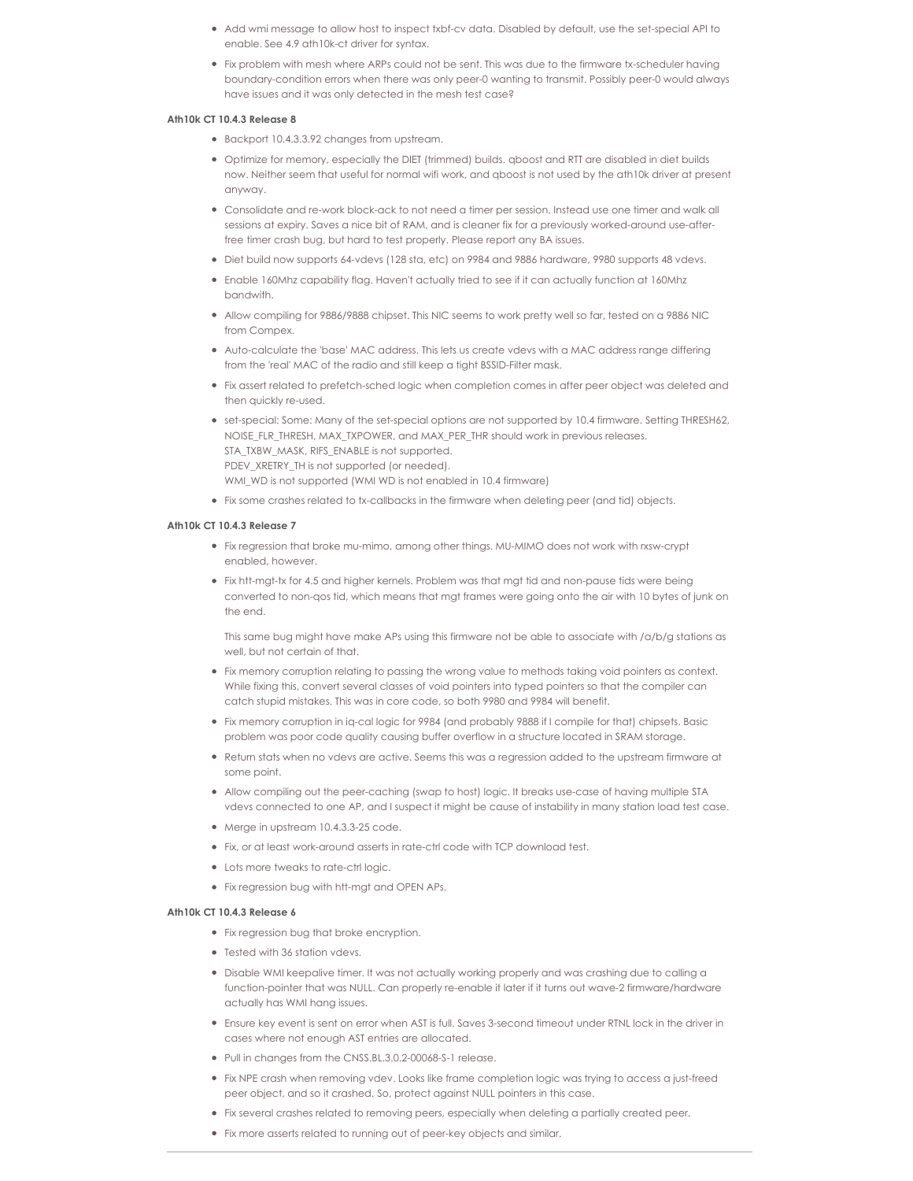- Add wmi message to allow host to inspect txbf-cv data. Disabled by default, use the set-special API to enable. See 4.9 ath10k-ct driver for syntax.
- Fix problem with mesh where ARPs could not be sent. This was due to the firmware tx-scheduler having boundary-condition errors when there was only peer-0 wanting to transmit. Possibly peer-0 would always have issues and it was only detected in the mesh test case?

**Ath10k CT 10.4.3 Release 8**

- Backport 10.4.3.3.92 changes from upstream.
- Optimize for memory, especially the DIET (trimmed) builds. qboost and RTT are disabled in diet builds now. Neither seem that useful for normal wifi work, and qboost is not used by the ath10k driver at present anyway.
- Consolidate and re-work block-ack to not need a timer per session. Instead use one timer and walk all sessions at expiry. Saves a nice bit of RAM, and is cleaner fix for a previously worked-around use-after-free timer crash bug, but hard to test properly. Please report any BA issues.
- Diet build now supports 64-vdevs (128 sta, etc) on 9984 and 9886 hardware, 9980 supports 48 vdevs.
- Enable 160Mhz capability flag. Haven't actually tried to see if it can actually function at 160Mhz bandwith.
- Allow compiling for 9886/9888 chipset. This NIC seems to work pretty well so far, tested on a 9886 NIC from Compex.
- Auto-calculate the 'base' MAC address. This lets us create vdevs with a MAC address range differing from the 'real' MAC of the radio and still keep a tight BSSID-Filter mask.
- Fix assert related to prefetch-sched logic when completion comes in after peer object was deleted and then quickly re-used.
- set-special: Some: Many of the set-special options are not supported by 10.4 firmware. Setting THRESH62, NOISE_FLR_THRESH, MAX_TXPOWER, and MAX_PER_THR should work in previous releases.
  STA_TXBW_MASK, RIFS_ENABLE is not supported.
  PDEV_XRETRY_TH is not supported (or needed).
  WMI_WD is not supported (WMI WD is not enabled in 10.4 firmware)
- Fix some crashes related to tx-callbacks in the firmware when deleting peer (and tid) objects.

**Ath10k CT 10.4.3 Release 7**

- Fix regression that broke mu-mimo, among other things. MU-MIMO does not work with rxsw-crypt enabled, however.
- Fix htt-mgt-tx for 4.5 and higher kernels. Problem was that mgt tid and non-pause tids were being converted to non-qos tid, which means that mgt frames were going onto the air with 10 bytes of junk on the end.

  This same bug might have make APs using this firmware not be able to associate with /a/b/g stations as well, but not certain of that.
- Fix memory corruption relating to passing the wrong value to methods taking void pointers as context. While fixing this, convert several classes of void pointers into typed pointers so that the compiler can catch stupid mistakes. This was in core code, so both 9980 and 9984 will benefit.
- Fix memory corruption in iq-cal logic for 9984 (and probably 9888 if I compile for that) chipsets. Basic problem was poor code quality causing buffer overflow in a structure located in SRAM storage.
- Return stats when no vdevs are active. Seems this was a regression added to the upstream firmware at some point.
- Allow compiling out the peer-caching (swap to host) logic. It breaks use-case of having multiple STA vdevs connected to one AP, and I suspect it might be cause of instability in many station load test case.
- Merge in upstream 10.4.3.3-25 code.
- Fix, or at least work-around asserts in rate-ctrl code with TCP download test.
- Lots more tweaks to rate-ctrl logic.
- Fix regression bug with htt-mgt and OPEN APs.

**Ath10k CT 10.4.3 Release 6**

- Fix regression bug that broke encryption.
- Tested with 36 station vdevs.
- Disable WMI keepalive timer. It was not actually working properly and was crashing due to calling a function-pointer that was NULL. Can properly re-enable it later if it turns out wave-2 firmware/hardware actually has WMI hang issues.
- Ensure key event is sent on error when AST is full. Saves 3-second timeout under RTNL lock in the driver in cases where not enough AST entries are allocated.
- Pull in changes from the CNSS.BL.3.0.2-00068-S-1 release.
- Fix NPE crash when removing vdev. Looks like frame completion logic was trying to access a just-freed peer object, and so it crashed. So, protect against NULL pointers in this case.
- Fix several crashes related to removing peers, especially when deleting a partially created peer.
- Fix more asserts related to running out of peer-key objects and similar.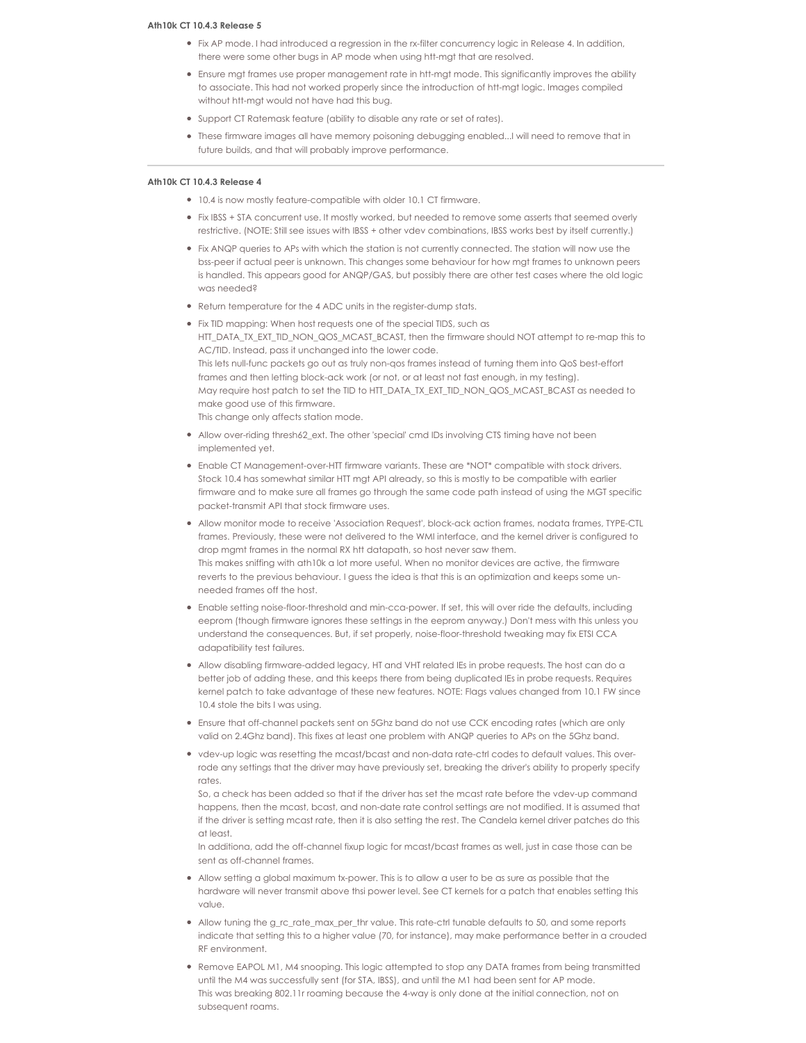#### Ath10k CT 10.4.3 Release 5

- Fix AP mode. I had introduced a regression in the rx-filter concurrency logic in Release 4. In addition, there were some other bugs in AP mode when using htt-mgt that are resolved.
- Ensure mgt frames use proper management rate in htt-mgt mode. This significantly improves the ability to associate. This had not worked properly since the introduction of htt-mgt logic. Images compiled without htt-mgt would not have had this bug.
- Support CT Ratemask feature (ability to disable any rate or set of rates).
- These firmware images all have memory poisoning debugging enabled...I will need to remove that in future builds, and that will probably improve performance.

---

#### Ath10k CT 10.4.3 Release 4

- 10.4 is now mostly feature-compatible with older 10.1 CT firmware.
- Fix IBSS + STA concurrent use. It mostly worked, but needed to remove some asserts that seemed overly restrictive. (NOTE: Still see issues with IBSS + other vdev combinations, IBSS works best by itself currently.)
- Fix ANQP queries to APs with which the station is not currently connected. The station will now use the bss-peer if actual peer is unknown. This changes some behaviour for how mgt frames to unknown peers is handled. This appears good for ANQP/GAS, but possibly there are other test cases where the old logic was needed?
- Return temperature for the 4 ADC units in the register-dump stats.
- Fix TID mapping: When host requests one of the special TIDS, such as HTT_DATA_TX_EXT_TID_NON_QOS_MCAST_BCAST, then the firmware should NOT attempt to re-map this to AC/TID. Instead, pass it unchanged into the lower code.
  This lets null-func packets go out as truly non-qos frames instead of turning them into QoS best-effort frames and then letting block-ack work (or not, or at least not fast enough, in my testing).
  May require host patch to set the TID to HTT_DATA_TX_EXT_TID_NON_QOS_MCAST_BCAST as needed to make good use of this firmware.
  This change only affects station mode.
- Allow over-riding thresh62_ext. The other 'special' cmd IDs involving CTS timing have not been implemented yet.
- Enable CT Management-over-HTT firmware variants. These are *NOT* compatible with stock drivers. Stock 10.4 has somewhat similar HTT mgt API already, so this is mostly to be compatible with earlier firmware and to make sure all frames go through the same code path instead of using the MGT specific packet-transmit API that stock firmware uses.
- Allow monitor mode to receive 'Association Request', block-ack action frames, nodata frames, TYPE-CTL frames. Previously, these were not delivered to the WMI interface, and the kernel driver is configured to drop mgmt frames in the normal RX htt datapath, so host never saw them.
  This makes sniffing with ath10k a lot more useful. When no monitor devices are active, the firmware reverts to the previous behaviour. I guess the idea is that this is an optimization and keeps some un-needed frames off the host.
- Enable setting noise-floor-threshold and min-cca-power. If set, this will over ride the defaults, including eeprom (though firmware ignores these settings in the eeprom anyway.) Don't mess with this unless you understand the consequences. But, if set properly, noise-floor-threshold tweaking may fix ETSI CCA adapatibility test failures.
- Allow disabling firmware-added legacy, HT and VHT related IEs in probe requests. The host can do a better job of adding these, and this keeps there from being duplicated IEs in probe requests. Requires kernel patch to take advantage of these new features. NOTE: Flags values changed from 10.1 FW since 10.4 stole the bits I was using.
- Ensure that off-channel packets sent on 5Ghz band do not use CCK encoding rates (which are only valid on 2.4Ghz band). This fixes at least one problem with ANQP queries to APs on the 5Ghz band.
- vdev-up logic was resetting the mcast/bcast and non-data rate-ctrl codes to default values. This over-rode any settings that the driver may have previously set, breaking the driver's ability to properly specify rates.
  So, a check has been added so that if the driver has set the mcast rate before the vdev-up command happens, then the mcast, bcast, and non-date rate control settings are not modified. It is assumed that if the driver is setting mcast rate, then it is also setting the rest. The Candela kernel driver patches do this at least.
  In additiona, add the off-channel fixup logic for mcast/bcast frames as well, just in case those can be sent as off-channel frames.
- Allow setting a global maximum tx-power. This is to allow a user to be as sure as possible that the hardware will never transmit above thsi power level. See CT kernels for a patch that enables setting this value.
- Allow tuning the g_rc_rate_max_per_thr value. This rate-ctrl tunable defaults to 50, and some reports indicate that setting this to a higher value (70, for instance), may make performance better in a crouded RF environment.
- Remove EAPOL M1, M4 snooping. This logic attempted to stop any DATA frames from being transmitted until the M4 was successfully sent (for STA, IBSS), and until the M1 had been sent for AP mode.
  This was breaking 802.11r roaming because the 4-way is only done at the initial connection, not on subsequent roams.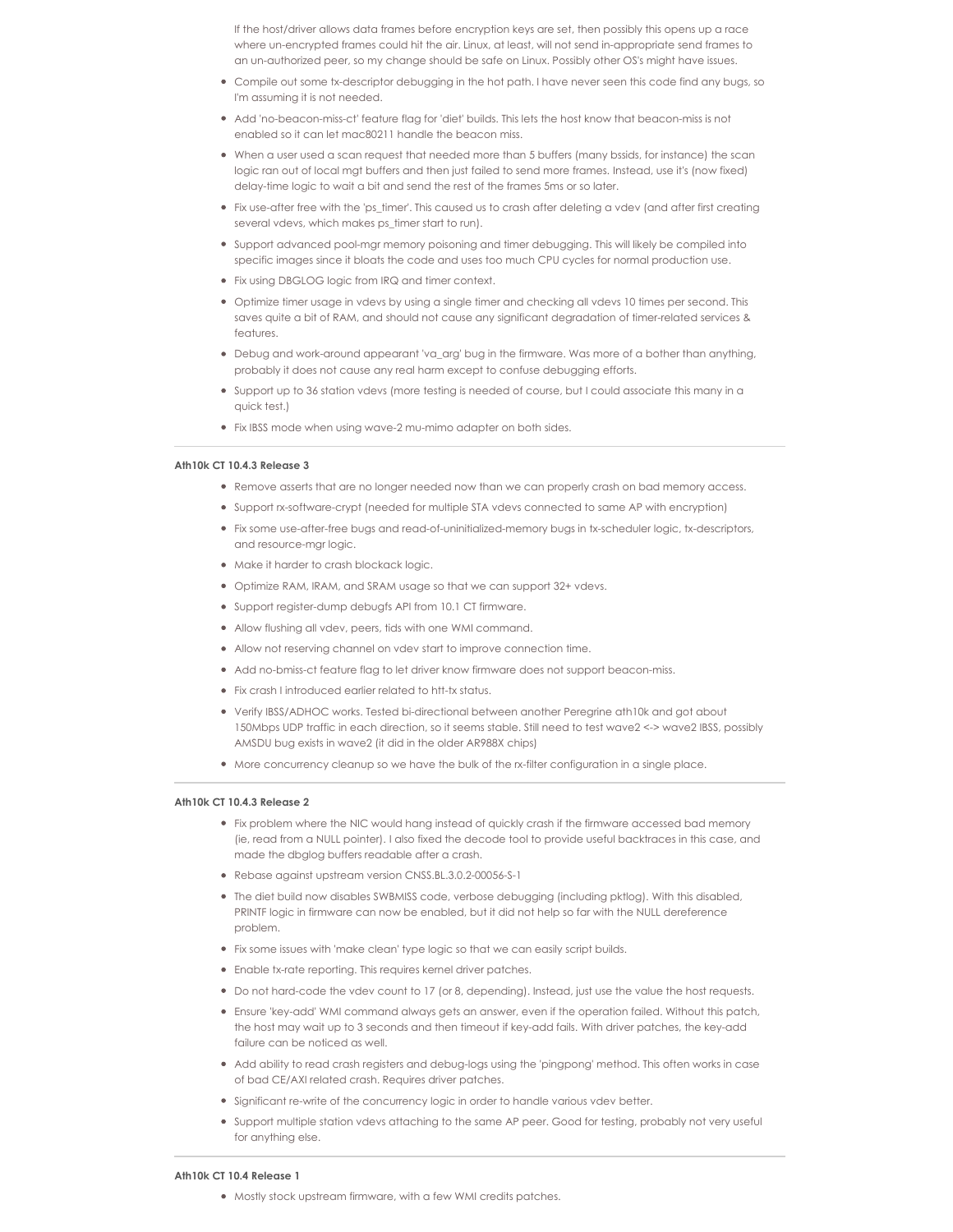If the host/driver allows data frames before encryption keys are set, then possibly this opens up a race where un-encrypted frames could hit the air. Linux, at least, will not send in-appropriate send frames to an un-authorized peer, so my change should be safe on Linux. Possibly other OS's might have issues.

- Compile out some tx-descriptor debugging in the hot path. I have never seen this code find any bugs, so I'm assuming it is not needed.
- Add 'no-beacon-miss-ct' feature flag for 'diet' builds. This lets the host know that beacon-miss is not enabled so it can let mac80211 handle the beacon miss.
- When a user used a scan request that needed more than 5 buffers (many bssids, for instance) the scan logic ran out of local mgt buffers and then just failed to send more frames. Instead, use it's (now fixed) delay-time logic to wait a bit and send the rest of the frames 5ms or so later.
- Fix use-after free with the 'ps_timer'. This caused us to crash after deleting a vdev (and after first creating several vdevs, which makes ps_timer start to run).
- Support advanced pool-mgr memory poisoning and timer debugging. This will likely be compiled into specific images since it bloats the code and uses too much CPU cycles for normal production use.
- Fix using DBGLOG logic from IRQ and timer context.
- Optimize timer usage in vdevs by using a single timer and checking all vdevs 10 times per second. This saves quite a bit of RAM, and should not cause any significant degradation of timer-related services & features.
- Debug and work-around appearant 'va_arg' bug in the firmware. Was more of a bother than anything, probably it does not cause any real harm except to confuse debugging efforts.
- Support up to 36 station vdevs (more testing is needed of course, but I could associate this many in a quick test.)
- Fix IBSS mode when using wave-2 mu-mimo adapter on both sides.

---

#### Ath10k CT 10.4.3 Release 3

- Remove asserts that are no longer needed now than we can properly crash on bad memory access.
- Support rx-software-crypt (needed for multiple STA vdevs connected to same AP with encryption)
- Fix some use-after-free bugs and read-of-uninitialized-memory bugs in tx-scheduler logic, tx-descriptors, and resource-mgr logic.
- Make it harder to crash blockack logic.
- Optimize RAM, IRAM, and SRAM usage so that we can support 32+ vdevs.
- Support register-dump debugfs API from 10.1 CT firmware.
- Allow flushing all vdev, peers, tids with one WMI command.
- Allow not reserving channel on vdev start to improve connection time.
- Add no-bmiss-ct feature flag to let driver know firmware does not support beacon-miss.
- Fix crash I introduced earlier related to htt-tx status.
- Verify IBSS/ADHOC works. Tested bi-directional between another Peregrine ath10k and got about 150Mbps UDP traffic in each direction, so it seems stable. Still need to test wave2 <-> wave2 IBSS, possibly AMSDU bug exists in wave2 (it did in the older AR988X chips)
- More concurrency cleanup so we have the bulk of the rx-filter configuration in a single place.

---

#### Ath10k CT 10.4.3 Release 2

- Fix problem where the NIC would hang instead of quickly crash if the firmware accessed bad memory (ie, read from a NULL pointer). I also fixed the decode tool to provide useful backtraces in this case, and made the dbglog buffers readable after a crash.
- Rebase against upstream version CNSS.BL.3.0.2-00056-S-1
- The diet build now disables SWBMISS code, verbose debugging (including pktlog). With this disabled, PRINTF logic in firmware can now be enabled, but it did not help so far with the NULL dereference problem.
- Fix some issues with 'make clean' type logic so that we can easily script builds.
- Enable tx-rate reporting. This requires kernel driver patches.
- Do not hard-code the vdev count to 17 (or 8, depending). Instead, just use the value the host requests.
- Ensure 'key-add' WMI command always gets an answer, even if the operation failed. Without this patch, the host may wait up to 3 seconds and then timeout if key-add fails. With driver patches, the key-add failure can be noticed as well.
- Add ability to read crash registers and debug-logs using the 'pingpong' method. This often works in case of bad CE/AXI related crash. Requires driver patches.
- Significant re-write of the concurrency logic in order to handle various vdev better.
- Support multiple station vdevs attaching to the same AP peer. Good for testing, probably not very useful for anything else.

---

#### Ath10k CT 10.4 Release 1

- Mostly stock upstream firmware, with a few WMI credits patches.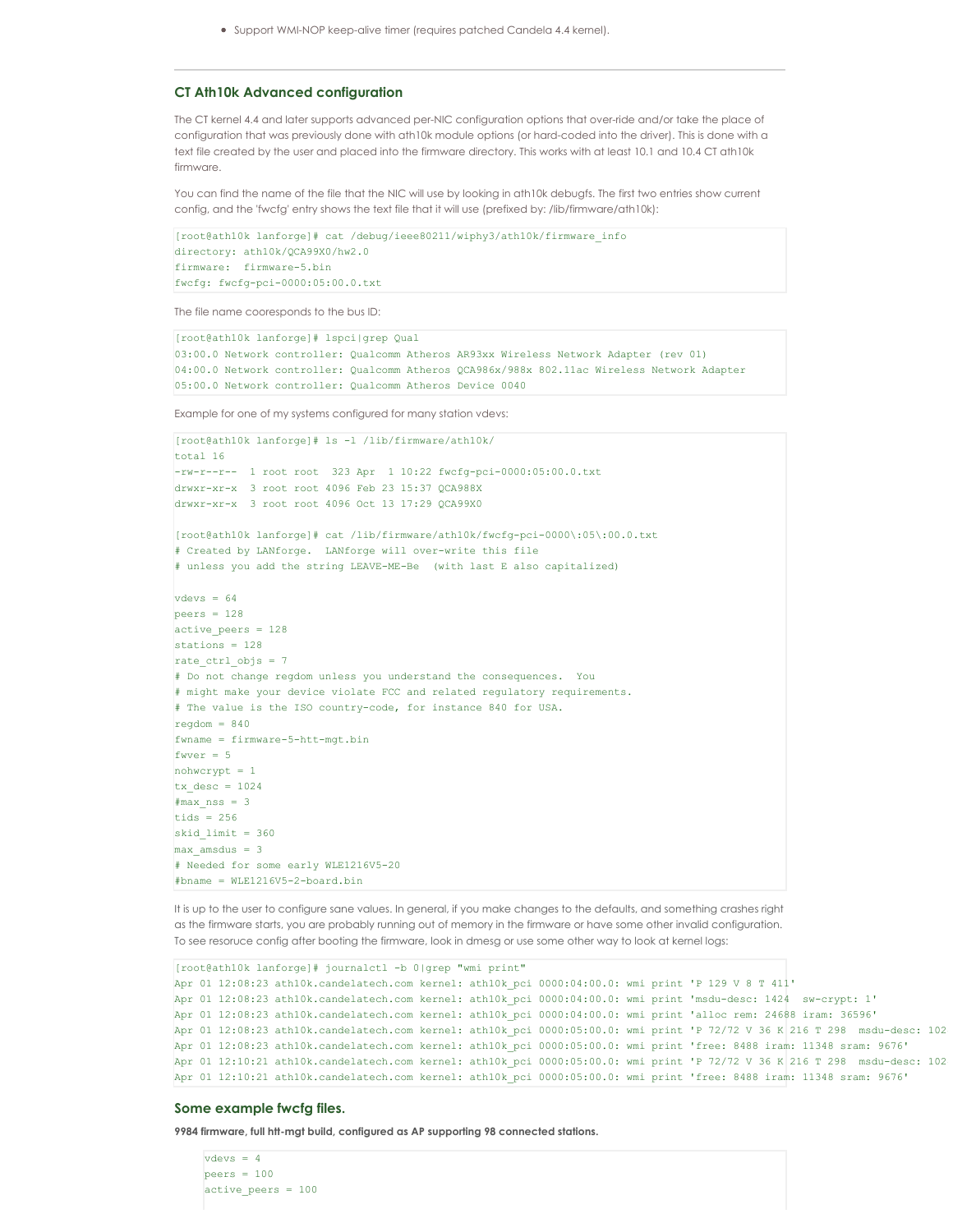- Support WMI-NOP keep-alive timer (requires patched Candela 4.4 kernel).

---

### CT Ath10k Advanced configuration

The CT kernel 4.4 and later supports advanced per-NIC configuration options that over-ride and/or take the place of configuration that was previously done with ath10k module options (or hard-coded into the driver). This is done with a text file created by the user and placed into the firmware directory. This works with at least 10.1 and 10.4 CT ath10k firmware.

You can find the name of the file that the NIC will use by looking in ath10k debugfs. The first two entries show current config, and the 'fwcfg' entry shows the text file that it will use (prefixed by: /lib/firmware/ath10k):

```
[root@ath10k lanforge]# cat /debug/ieee80211/wiphy3/ath10k/firmware_info
directory: ath10k/QCA99X0/hw2.0
firmware:  firmware-5.bin
fwcfg: fwcfg-pci-0000:05:00.0.txt
```

The file name cooresponds to the bus ID:

```
[root@ath10k lanforge]# lspci|grep Qual
03:00.0 Network controller: Qualcomm Atheros AR93xx Wireless Network Adapter (rev 01)
04:00.0 Network controller: Qualcomm Atheros QCA986x/988x 802.11ac Wireless Network Adapter
05:00.0 Network controller: Qualcomm Atheros Device 0040
```

Example for one of my systems configured for many station vdevs:

```
[root@ath10k lanforge]# ls -l /lib/firmware/ath10k/
total 16
-rw-r--r--  1 root root  323 Apr  1 10:22 fwcfg-pci-0000:05:00.0.txt
drwxr-xr-x  3 root root 4096 Feb 23 15:37 QCA988X
drwxr-xr-x  3 root root 4096 Oct 13 17:29 QCA99X0

[root@ath10k lanforge]# cat /lib/firmware/ath10k/fwcfg-pci-0000\:05\:00.0.txt
# Created by LANforge.  LANforge will over-write this file
# unless you add the string LEAVE-ME-Be  (with last E also capitalized)

vdevs = 64
peers = 128
active_peers = 128
stations = 128
rate_ctrl_objs = 7
# Do not change regdom unless you understand the consequences.  You
# might make your device violate FCC and related regulatory requirements.
# The value is the ISO country-code, for instance 840 for USA.
regdom = 840
fwname = firmware-5-htt-mgt.bin
fwver = 5
nohwcrypt = 1
tx_desc = 1024
#max_nss = 3
tids = 256
skid_limit = 360
max_amsdus = 3
# Needed for some early WLE1216V5-20
#bname = WLE1216V5-2-board.bin
```

It is up to the user to configure sane values. In general, if you make changes to the defaults, and something crashes right as the firmware starts, you are probably running out of memory in the firmware or have some other invalid configuration. To see resoruce config after booting the firmware, look in dmesg or use some other way to look at kernel logs:

```
[root@ath10k lanforge]# journalctl -b 0|grep "wmi print"
Apr 01 12:08:23 ath10k.candelatech.com kernel: ath10k_pci 0000:04:00.0: wmi print 'P 129 V 8 T 411'
Apr 01 12:08:23 ath10k.candelatech.com kernel: ath10k_pci 0000:04:00.0: wmi print 'msdu-desc: 1424  sw-crypt: 1'
Apr 01 12:08:23 ath10k.candelatech.com kernel: ath10k_pci 0000:04:00.0: wmi print 'alloc rem: 24688 iram: 36596'
Apr 01 12:08:23 ath10k.candelatech.com kernel: ath10k_pci 0000:05:00.0: wmi print 'P 72/72 V 36 K 216 T 298  msdu-desc: 102
Apr 01 12:08:23 ath10k.candelatech.com kernel: ath10k_pci 0000:05:00.0: wmi print 'free: 8488 iram: 11348 sram: 9676'
Apr 01 12:10:21 ath10k.candelatech.com kernel: ath10k_pci 0000:05:00.0: wmi print 'P 72/72 V 36 K 216 T 298  msdu-desc: 102
Apr 01 12:10:21 ath10k.candelatech.com kernel: ath10k_pci 0000:05:00.0: wmi print 'free: 8488 iram: 11348 sram: 9676'
```

### Some example fwcfg files.

**9984 firmware, full htt-mgt build, configured as AP supporting 98 connected stations.**

```
vdevs = 4
peers = 100
active_peers = 100
```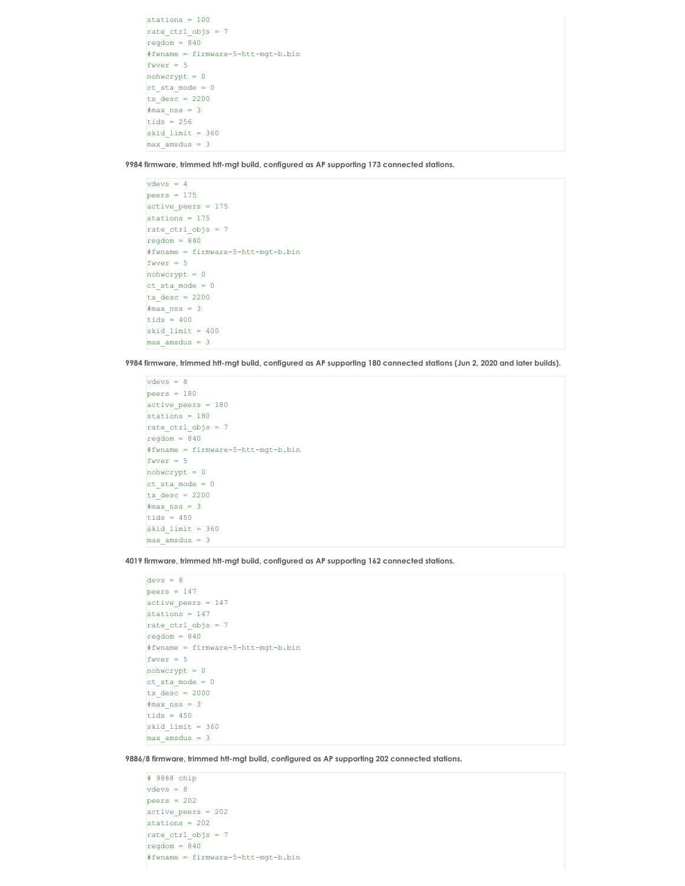```
stations = 100
rate_ctrl_objs = 7
regdom = 840
#fwname = firmware-5-htt-mgt-b.bin
fwver = 5
nohwcrypt = 0
ct_sta_mode = 0
tx_desc = 2200
#max_nss = 3
tids = 256
skid_limit = 360
max_amsdus = 3
```

**9984 firmware, trimmed htt-mgt build, configured as AP supporting 173 connected stations.**

```
vdevs = 4
peers = 175
active_peers = 175
stations = 175
rate_ctrl_objs = 7
regdom = 840
#fwname = firmware-5-htt-mgt-b.bin
fwver = 5
nohwcrypt = 0
ct_sta_mode = 0
tx_desc = 2200
#max_nss = 3
tids = 400
skid_limit = 400
max_amsdus = 3
```

**9984 firmware, trimmed htt-mgt build, configured as AP supporting 180 connected stations (Jun 2, 2020 and later builds).**

```
vdevs = 8
peers = 180
active_peers = 180
stations = 180
rate_ctrl_objs = 7
regdom = 840
#fwname = firmware-5-htt-mgt-b.bin
fwver = 5
nohwcrypt = 0
ct_sta_mode = 0
tx_desc = 2200
#max_nss = 3
tids = 450
skid_limit = 360
max_amsdus = 3
```

**4019 firmware, trimmed htt-mgt build, configured as AP supporting 162 connected stations.**

```
devs = 8
peers = 147
active_peers = 147
stations = 147
rate_ctrl_objs = 7
regdom = 840
#fwname = firmware-5-htt-mgt-b.bin
fwver = 5
nohwcrypt = 0
ct_sta_mode = 0
tx_desc = 2000
#max_nss = 3
tids = 450
skid_limit = 360
max_amsdus = 3
```

**9886/8 firmware, trimmed htt-mgt build, configured as AP supporting 202 connected stations.**

```
# 9888 chip
vdevs = 8
peers = 202
active_peers = 202
stations = 202
rate_ctrl_objs = 7
regdom = 840
#fwname = firmware-5-htt-mgt-b.bin
```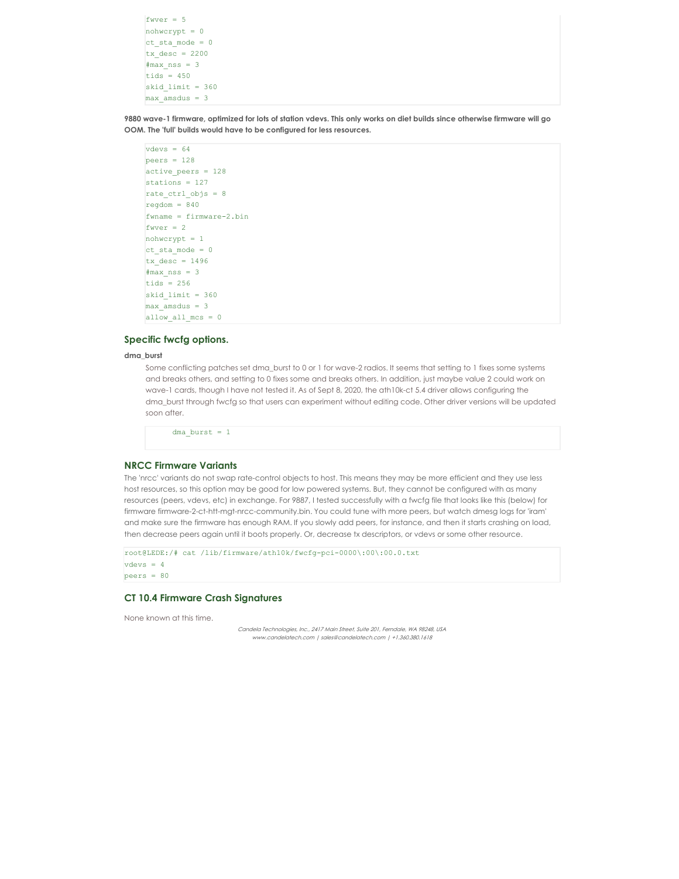```
fwver = 5
nohwcrypt = 0
ct_sta_mode = 0
tx_desc = 2200
#max_nss = 3
tids = 450
skid_limit = 360
max_amsdus = 3
```

**9880 wave-1 firmware, optimized for lots of station vdevs. This only works on diet builds since otherwise firmware will go OOM. The 'full' builds would have to be configured for less resources.**

```
vdevs = 64
peers = 128
active_peers = 128
stations = 127
rate_ctrl_objs = 8
regdom = 840
fwname = firmware-2.bin
fwver = 2
nohwcrypt = 1
ct_sta_mode = 0
tx_desc = 1496
#max_nss = 3
tids = 256
skid_limit = 360
max_amsdus = 3
allow_all_mcs = 0
```

## Specific fwcfg options.

**dma_burst**

Some conflicting patches set dma_burst to 0 or 1 for wave-2 radios. It seems that setting to 1 fixes some systems and breaks others, and setting to 0 fixes some and breaks others. In addition, just maybe value 2 could work on wave-1 cards, though I have not tested it. As of Sept 8, 2020, the ath10k-ct 5.4 driver allows configuring the dma_burst through fwcfg so that users can experiment without editing code. Other driver versions will be updated soon after.

```
dma_burst = 1
```

## NRCC Firmware Variants

The 'nrcc' variants do not swap rate-control objects to host. This means they may be more efficient and they use less host resources, so this option may be good for low powered systems. But, they cannot be configured with as many resources (peers, vdevs, etc) in exchange. For 9887, I tested successfully with a fwcfg file that looks like this (below) for firmware firmware-2-ct-htt-mgt-nrcc-community.bin. You could tune with more peers, but watch dmesg logs for 'iram' and make sure the firmware has enough RAM. If you slowly add peers, for instance, and then it starts crashing on load, then decrease peers again until it boots properly. Or, decrease tx descriptors, or vdevs or some other resource.

```
root@LEDE:/# cat /lib/firmware/ath10k/fwcfg-pci-0000\:00\:00.0.txt
vdevs = 4
peers = 80
```

## CT 10.4 Firmware Crash Signatures

None known at this time.